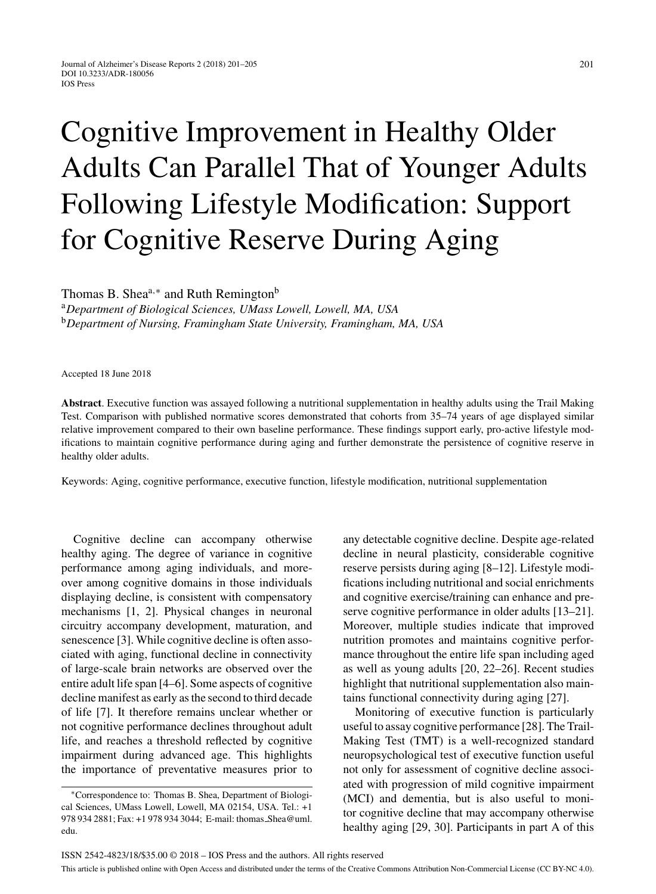# Cognitive Improvement in Healthy Older Adults Can Parallel That of Younger Adults Following Lifestyle Modification: Support for Cognitive Reserve During Aging

Thomas B. Shea[a,*] and Ruth Remington[b]

[a]*Department of Biological Sciences, UMass Lowell, Lowell, MA, USA*
[b]*Department of Nursing, Framingham State University, Framingham, MA, USA*

Accepted 18 June 2018

**Abstract**. Executive function was assayed following a nutritional supplementation in healthy adults using the Trail Making Test. Comparison with published normative scores demonstrated that cohorts from 35–74 years of age displayed similar relative improvement compared to their own baseline performance. These findings support early, pro-active lifestyle modifications to maintain cognitive performance during aging and further demonstrate the persistence of cognitive reserve in healthy older adults.

Keywords: Aging, cognitive performance, executive function, lifestyle modification, nutritional supplementation

Cognitive decline can accompany otherwise healthy aging. The degree of variance in cognitive performance among aging individuals, and moreover among cognitive domains in those individuals displaying decline, is consistent with compensatory mechanisms [1, 2]. Physical changes in neuronal circuitry accompany development, maturation, and senescence [3]. While cognitive decline is often associated with aging, functional decline in connectivity of large-scale brain networks are observed over the entire adult life span [4–6]. Some aspects of cognitive decline manifest as early as the second to third decade of life [7]. It therefore remains unclear whether or not cognitive performance declines throughout adult life, and reaches a threshold reflected by cognitive impairment during advanced age. This highlights the importance of preventative measures prior to any detectable cognitive decline. Despite age-related decline in neural plasticity, considerable cognitive reserve persists during aging [8–12]. Lifestyle modifications including nutritional and social enrichments and cognitive exercise/training can enhance and preserve cognitive performance in older adults [13–21]. Moreover, multiple studies indicate that improved nutrition promotes and maintains cognitive performance throughout the entire life span including aged as well as young adults [20, 22–26]. Recent studies highlight that nutritional supplementation also maintains functional connectivity during aging [27].

Monitoring of executive function is particularly useful to assay cognitive performance [28]. The Trail-Making Test (TMT) is a well-recognized standard neuropsychological test of executive function useful not only for assessment of cognitive decline associated with progression of mild cognitive impairment (MCI) and dementia, but is also useful to monitor cognitive decline that may accompany otherwise healthy aging [29, 30]. Participants in part A of this

*Correspondence to: Thomas B. Shea, Department of Biological Sciences, UMass Lowell, Lowell, MA 02154, USA. Tel.: +1 978 934 2881; Fax: +1 978 934 3044; E-mail: thomas_Shea@uml.edu.

ISSN 2542-4823/18/$35.00 © 2018 – IOS Press and the authors. All rights reserved

This article is published online with Open Access and distributed under the terms of the Creative Commons Attribution Non-Commercial License (CC BY-NC 4.0).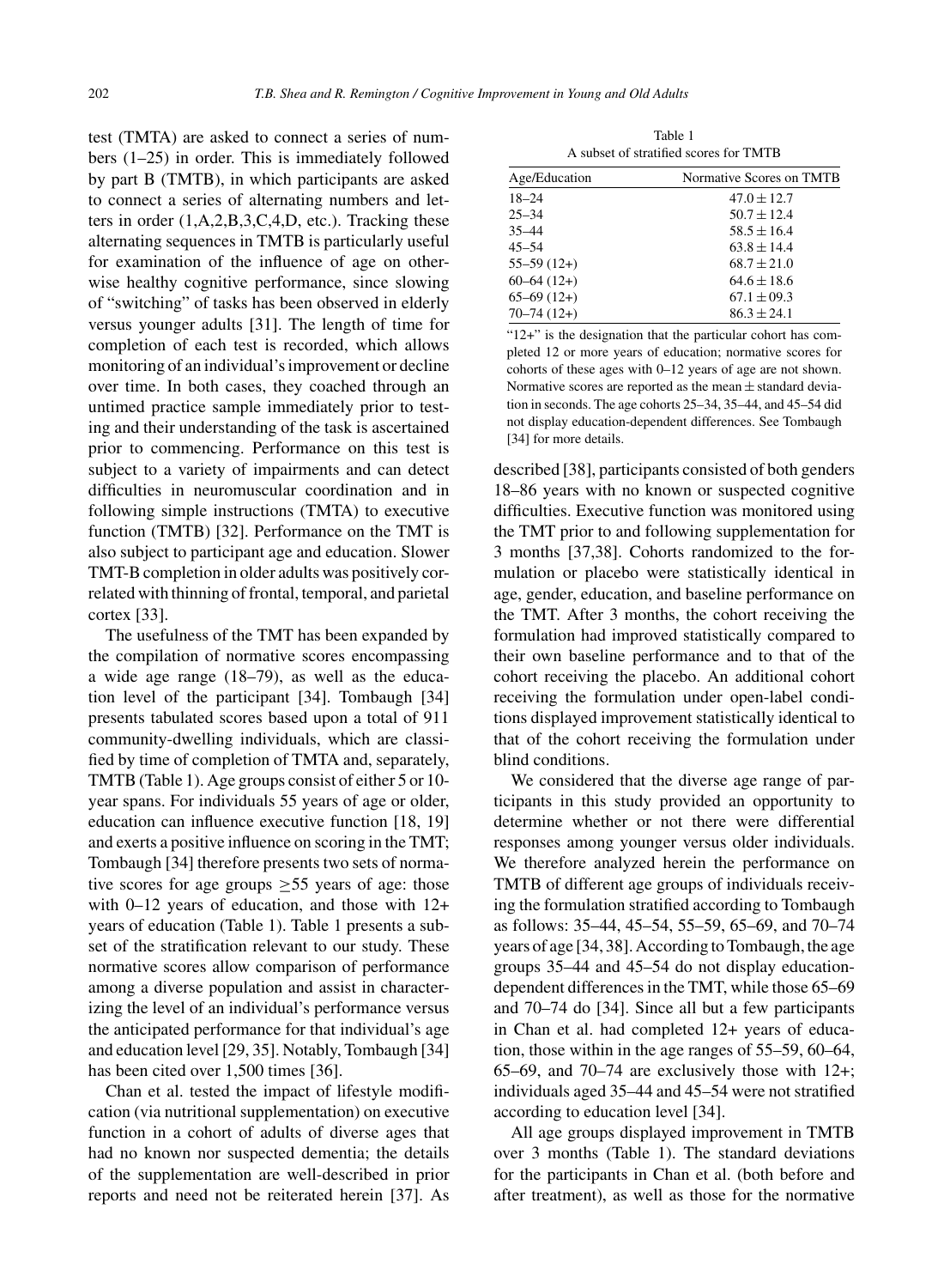test (TMTA) are asked to connect a series of numbers (1–25) in order. This is immediately followed by part B (TMTB), in which participants are asked to connect a series of alternating numbers and letters in order (1,A,2,B,3,C,4,D, etc.). Tracking these alternating sequences in TMTB is particularly useful for examination of the influence of age on otherwise healthy cognitive performance, since slowing of "switching" of tasks has been observed in elderly versus younger adults [31]. The length of time for completion of each test is recorded, which allows monitoring of an individual's improvement or decline over time. In both cases, they coached through an untimed practice sample immediately prior to testing and their understanding of the task is ascertained prior to commencing. Performance on this test is subject to a variety of impairments and can detect difficulties in neuromuscular coordination and in following simple instructions (TMTA) to executive function (TMTB) [32]. Performance on the TMT is also subject to participant age and education. Slower TMT-B completion in older adults was positively correlated with thinning of frontal, temporal, and parietal cortex [33].

The usefulness of the TMT has been expanded by the compilation of normative scores encompassing a wide age range (18–79), as well as the education level of the participant [34]. Tombaugh [34] presents tabulated scores based upon a total of 911 community-dwelling individuals, which are classified by time of completion of TMTA and, separately, TMTB (Table 1). Age groups consist of either 5 or 10-year spans. For individuals 55 years of age or older, education can influence executive function [18, 19] and exerts a positive influence on scoring in the TMT; Tombaugh [34] therefore presents two sets of normative scores for age groups $\geq$55 years of age: those with 0–12 years of education, and those with 12+ years of education (Table 1). Table 1 presents a subset of the stratification relevant to our study. These normative scores allow comparison of performance among a diverse population and assist in characterizing the level of an individual's performance versus the anticipated performance for that individual's age and education level [29, 35]. Notably, Tombaugh [34] has been cited over 1,500 times [36].

Chan et al. tested the impact of lifestyle modification (via nutritional supplementation) on executive function in a cohort of adults of diverse ages that had no known nor suspected dementia; the details of the supplementation are well-described in prior reports and need not be reiterated herein [37]. As described [38], participants consisted of both genders 18–86 years with no known or suspected cognitive difficulties. Executive function was monitored using the TMT prior to and following supplementation for 3 months [37,38]. Cohorts randomized to the formulation or placebo were statistically identical in age, gender, education, and baseline performance on the TMT. After 3 months, the cohort receiving the formulation had improved statistically compared to their own baseline performance and to that of the cohort receiving the placebo. An additional cohort receiving the formulation under open-label conditions displayed improvement statistically identical to that of the cohort receiving the formulation under blind conditions.

Table 1
A subset of stratified scores for TMTB

| Age/Education | Normative Scores on TMTB |
|---|---|
| 18–24 | $47.0 \pm 12.7$ |
| 25–34 | $50.7 \pm 12.4$ |
| 35–44 | $58.5 \pm 16.4$ |
| 45–54 | $63.8 \pm 14.4$ |
| 55–59 (12+) | $68.7 \pm 21.0$ |
| 60–64 (12+) | $64.6 \pm 18.6$ |
| 65–69 (12+) | $67.1 \pm 09.3$ |
| 70–74 (12+) | $86.3 \pm 24.1$ |

"12+" is the designation that the particular cohort has completed 12 or more years of education; normative scores for cohorts of these ages with 0–12 years of age are not shown. Normative scores are reported as the mean $\pm$ standard deviation in seconds. The age cohorts 25–34, 35–44, and 45–54 did not display education-dependent differences. See Tombaugh [34] for more details.

We considered that the diverse age range of participants in this study provided an opportunity to determine whether or not there were differential responses among younger versus older individuals. We therefore analyzed herein the performance on TMTB of different age groups of individuals receiving the formulation stratified according to Tombaugh as follows: 35–44, 45–54, 55–59, 65–69, and 70–74 years of age [34, 38]. According to Tombaugh, the age groups 35–44 and 45–54 do not display education-dependent differences in the TMT, while those 65–69 and 70–74 do [34]. Since all but a few participants in Chan et al. had completed 12+ years of education, those within in the age ranges of 55–59, 60–64, 65–69, and 70–74 are exclusively those with 12+; individuals aged 35–44 and 45–54 were not stratified according to education level [34].

All age groups displayed improvement in TMTB over 3 months (Table 1). The standard deviations for the participants in Chan et al. (both before and after treatment), as well as those for the normative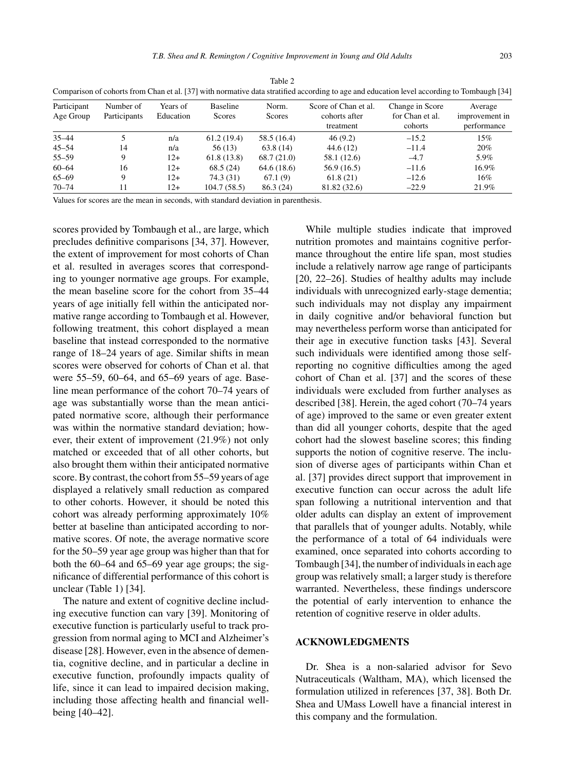Table 2
Comparison of cohorts from Chan et al. [37] with normative data stratified according to age and education level according to Tombaugh [34]

| Participant Age Group | Number of Participants | Years of Education | Baseline Scores | Norm. Scores | Score of Chan et al. cohorts after treatment | Change in Score for Chan et al. cohorts | Average improvement in performance |
|---|---|---|---|---|---|---|---|
| 35–44 | 5 | n/a | 61.2 (19.4) | 58.5 (16.4) | 46 (9.2) | –15.2 | 15% |
| 45–54 | 14 | n/a | 56 (13) | 63.8 (14) | 44.6 (12) | –11.4 | 20% |
| 55–59 | 9 | 12+ | 61.8 (13.8) | 68.7 (21.0) | 58.1 (12.6) | –4.7 | 5.9% |
| 60–64 | 16 | 12+ | 68.5 (24) | 64.6 (18.6) | 56.9 (16.5) | –11.6 | 16.9% |
| 65–69 | 9 | 12+ | 74.3 (31) | 67.1 (9) | 61.8 (21) | –12.6 | 16% |
| 70–74 | 11 | 12+ | 104.7 (58.5) | 86.3 (24) | 81.82 (32.6) | –22.9 | 21.9% |

Values for scores are the mean in seconds, with standard deviation in parenthesis.

scores provided by Tombaugh et al., are large, which precludes definitive comparisons [34, 37]. However, the extent of improvement for most cohorts of Chan et al. resulted in averages scores that corresponding to younger normative age groups. For example, the mean baseline score for the cohort from 35–44 years of age initially fell within the anticipated normative range according to Tombaugh et al. However, following treatment, this cohort displayed a mean baseline that instead corresponded to the normative range of 18–24 years of age. Similar shifts in mean scores were observed for cohorts of Chan et al. that were 55–59, 60–64, and 65–69 years of age. Baseline mean performance of the cohort 70–74 years of age was substantially worse than the mean anticipated normative score, although their performance was within the normative standard deviation; however, their extent of improvement (21.9%) not only matched or exceeded that of all other cohorts, but also brought them within their anticipated normative score. By contrast, the cohort from 55–59 years of age displayed a relatively small reduction as compared to other cohorts. However, it should be noted this cohort was already performing approximately 10% better at baseline than anticipated according to normative scores. Of note, the average normative score for the 50–59 year age group was higher than that for both the 60–64 and 65–69 year age groups; the significance of differential performance of this cohort is unclear (Table 1) [34].

The nature and extent of cognitive decline including executive function can vary [39]. Monitoring of executive function is particularly useful to track progression from normal aging to MCI and Alzheimer's disease [28]. However, even in the absence of dementia, cognitive decline, and in particular a decline in executive function, profoundly impacts quality of life, since it can lead to impaired decision making, including those affecting health and financial well-being [40–42].

While multiple studies indicate that improved nutrition promotes and maintains cognitive performance throughout the entire life span, most studies include a relatively narrow age range of participants [20, 22–26]. Studies of healthy adults may include individuals with unrecognized early-stage dementia; such individuals may not display any impairment in daily cognitive and/or behavioral function but may nevertheless perform worse than anticipated for their age in executive function tasks [43]. Several such individuals were identified among those self-reporting no cognitive difficulties among the aged cohort of Chan et al. [37] and the scores of these individuals were excluded from further analyses as described [38]. Herein, the aged cohort (70–74 years of age) improved to the same or even greater extent than did all younger cohorts, despite that the aged cohort had the slowest baseline scores; this finding supports the notion of cognitive reserve. The inclusion of diverse ages of participants within Chan et al. [37] provides direct support that improvement in executive function can occur across the adult life span following a nutritional intervention and that older adults can display an extent of improvement that parallels that of younger adults. Notably, while the performance of a total of 64 individuals were examined, once separated into cohorts according to Tombaugh [34], the number of individuals in each age group was relatively small; a larger study is therefore warranted. Nevertheless, these findings underscore the potential of early intervention to enhance the retention of cognitive reserve in older adults.

## ACKNOWLEDGMENTS

Dr. Shea is a non-salaried advisor for Sevo Nutraceuticals (Waltham, MA), which licensed the formulation utilized in references [37, 38]. Both Dr. Shea and UMass Lowell have a financial interest in this company and the formulation.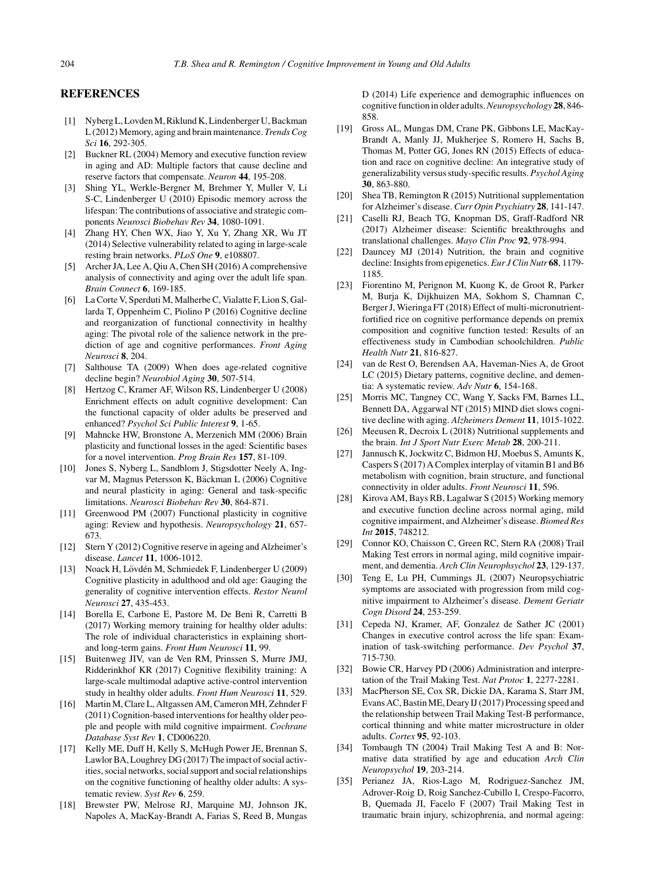## REFERENCES

[1] Nyberg L, Lovden M, Riklund K, Lindenberger U, Backman L (2012) Memory, aging and brain maintenance. *Trends Cog Sci* **16**, 292-305.

[2] Buckner RL (2004) Memory and executive function review in aging and AD: Multiple factors that cause decline and reserve factors that compensate. *Neuron* **44**, 195-208.

[3] Shing YL, Werkle-Bergner M, Brehmer Y, Muller V, Li S-C, Lindenberger U (2010) Episodic memory across the lifespan: The contributions of associative and strategic components *Neurosci Biobehav Rev* **34**, 1080-1091.

[4] Zhang HY, Chen WX, Jiao Y, Xu Y, Zhang XR, Wu JT (2014) Selective vulnerability related to aging in large-scale resting brain networks. *PLoS One* **9**, e108807.

[5] Archer JA, Lee A, Qiu A, Chen SH (2016) A comprehensive analysis of connectivity and aging over the adult life span. *Brain Connect* **6**, 169-185.

[6] La Corte V, Sperduti M, Malherbe C, Vialatte F, Lion S, Gallarda T, Oppenheim C, Piolino P (2016) Cognitive decline and reorganization of functional connectivity in healthy aging: The pivotal role of the salience network in the prediction of age and cognitive performances. *Front Aging Neurosci* **8**, 204.

[7] Salthouse TA (2009) When does age-related cognitive decline begin? *Neurobiol Aging* **30**, 507-514.

[8] Hertzog C, Kramer AF, Wilson RS, Lindenberger U (2008) Enrichment effects on adult cognitive development: Can the functional capacity of older adults be preserved and enhanced? *Psychol Sci Public Interest* **9**, 1-65.

[9] Mahncke HW, Bronstone A, Merzenich MM (2006) Brain plasticity and functional losses in the aged: Scientific bases for a novel intervention. *Prog Brain Res* **157**, 81-109.

[10] Jones S, Nyberg L, Sandblom J, Stigsdotter Neely A, Ingvar M, Magnus Petersson K, Bäckman L (2006) Cognitive and neural plasticity in aging: General and task-specific limitations. *Neurosci Biobehav Rev* **30**, 864-871.

[11] Greenwood PM (2007) Functional plasticity in cognitive aging: Review and hypothesis. *Neuropsychology* **21**, 657-673.

[12] Stern Y (2012) Cognitive reserve in ageing and Alzheimer's disease. *Lancet* **11**, 1006-1012.

[13] Noack H, Lövdén M, Schmiedek F, Lindenberger U (2009) Cognitive plasticity in adulthood and old age: Gauging the generality of cognitive intervention effects. *Restor Neurol Neurosci* **27**, 435-453.

[14] Borella E, Carbone E, Pastore M, De Beni R, Carretti B (2017) Working memory training for healthy older adults: The role of individual characteristics in explaining short- and long-term gains. *Front Hum Neurosci* **11**, 99.

[15] Buitenweg JIV, van de Ven RM, Prinssen S, Murre JMJ, Ridderinkhof KR (2017) Cognitive flexibility training: A large-scale multimodal adaptive active-control intervention study in healthy older adults. *Front Hum Neurosci* **11**, 529.

[16] Martin M, Clare L, Altgassen AM, Cameron MH, Zehnder F (2011) Cognition-based interventions for healthy older people and people with mild cognitive impairment. *Cochrane Database Syst Rev* **1**, CD006220.

[17] Kelly ME, Duff H, Kelly S, McHugh Power JE, Brennan S, Lawlor BA, Loughrey DG (2017) The impact of social activities, social networks, social support and social relationships on the cognitive functioning of healthy older adults: A systematic review. *Syst Rev* **6**, 259.

[18] Brewster PW, Melrose RJ, Marquine MJ, Johnson JK, Napoles A, MacKay-Brandt A, Farias S, Reed B, Mungas D (2014) Life experience and demographic influences on cognitive function in older adults. *Neuropsychology* **28**, 846-858.

[19] Gross AL, Mungas DM, Crane PK, Gibbons LE, MacKay-Brandt A, Manly JJ, Mukherjee S, Romero H, Sachs B, Thomas M, Potter GG, Jones RN (2015) Effects of education and race on cognitive decline: An integrative study of generalizability versus study-specific results. *Psychol Aging* **30**, 863-880.

[20] Shea TB, Remington R (2015) Nutritional supplementation for Alzheimer's disease. *Curr Opin Psychiatry* **28**, 141-147.

[21] Caselli RJ, Beach TG, Knopman DS, Graff-Radford NR (2017) Alzheimer disease: Scientific breakthroughs and translational challenges. *Mayo Clin Proc* **92**, 978-994.

[22] Dauncey MJ (2014) Nutrition, the brain and cognitive decline: Insights from epigenetics. *Eur J Clin Nutr* **68**, 1179-1185.

[23] Fiorentino M, Perignon M, Kuong K, de Groot R, Parker M, Burja K, Dijkhuizen MA, Sokhom S, Chamnan C, Berger J, Wieringa FT (2018) Effect of multi-micronutrient-fortified rice on cognitive performance depends on premix composition and cognitive function tested: Results of an effectiveness study in Cambodian schoolchildren. *Public Health Nutr* **21**, 816-827.

[24] van de Rest O, Berendsen AA, Haveman-Nies A, de Groot LC (2015) Dietary patterns, cognitive decline, and dementia: A systematic review. *Adv Nutr* **6**, 154-168.

[25] Morris MC, Tangney CC, Wang Y, Sacks FM, Barnes LL, Bennett DA, Aggarwal NT (2015) MIND diet slows cognitive decline with aging. *Alzheimers Dement* **11**, 1015-1022.

[26] Meeusen R, Decroix L (2018) Nutritional supplements and the brain. *Int J Sport Nutr Exerc Metab* **28**, 200-211.

[27] Jannusch K, Jockwitz C, Bidmon HJ, Moebus S, Amunts K, Caspers S (2017) A Complex interplay of vitamin B1 and B6 metabolism with cognition, brain structure, and functional connectivity in older adults. *Front Neurosci* **11**, 596.

[28] Kirova AM, Bays RB, Lagalwar S (2015) Working memory and executive function decline across normal aging, mild cognitive impairment, and Alzheimer's disease. *Biomed Res Int* **2015**, 748212.

[29] Connor KO, Chaisson C, Green RC, Stern RA (2008) Trail Making Test errors in normal aging, mild cognitive impairment, and dementia. *Arch Clin Neurophsychol* **23**, 129-137.

[30] Teng E, Lu PH, Cummings JL (2007) Neuropsychiatric symptoms are associated with progression from mild cognitive impairment to Alzheimer's disease. *Dement Geriatr Cogn Disord* **24**, 253-259.

[31] Cepeda NJ, Kramer, AF, Gonzalez de Sather JC (2001) Changes in executive control across the life span: Examination of task-switching performance. *Dev Psychol* **37**, 715-730.

[32] Bowie CR, Harvey PD (2006) Administration and interpretation of the Trail Making Test. *Nat Protoc* **1**, 2277-2281.

[33] MacPherson SE, Cox SR, Dickie DA, Karama S, Starr JM, Evans AC, Bastin ME, Deary IJ (2017) Processing speed and the relationship between Trail Making Test-B performance, cortical thinning and white matter microstructure in older adults. *Cortex* **95**, 92-103.

[34] Tombaugh TN (2004) Trail Making Test A and B: Normative data stratified by age and education *Arch Clin Neuropsychol* **19**, 203-214.

[35] Perianez JA, Rios-Lago M, Rodriguez-Sanchez JM, Adrover-Roig D, Roig Sanchez-Cubillo I, Crespo-Facorro, B, Quemada JI, Facelo F (2007) Trail Making Test in traumatic brain injury, schizophrenia, and normal ageing: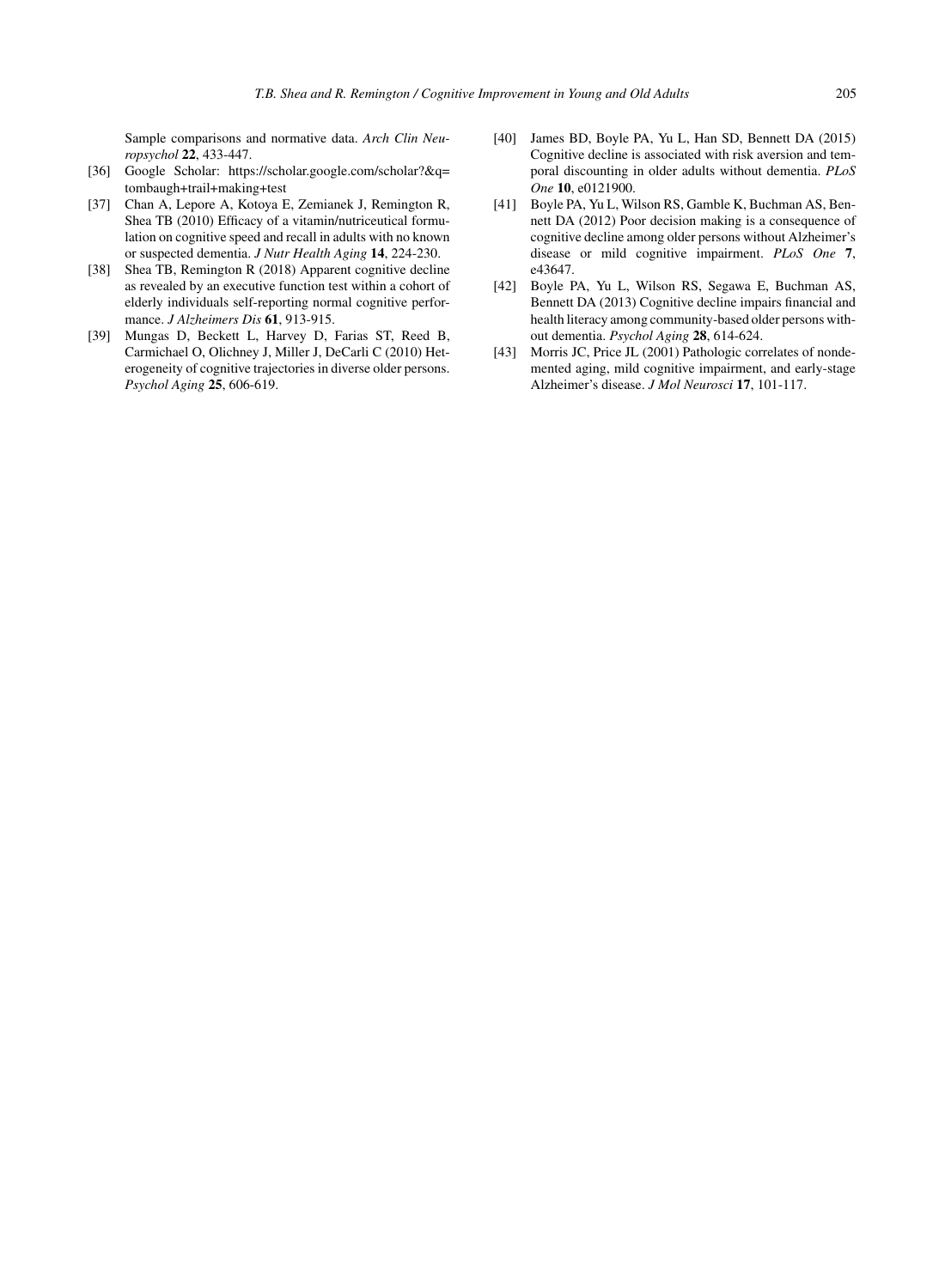Sample comparisons and normative data. *Arch Clin Neuropsychol* **22**, 433-447.

[36] Google Scholar: https://scholar.google.com/scholar?&q=tombaugh+trail+making+test

[37] Chan A, Lepore A, Kotoya E, Zemianek J, Remington R, Shea TB (2010) Efficacy of a vitamin/nutriceutical formulation on cognitive speed and recall in adults with no known or suspected dementia. *J Nutr Health Aging* **14**, 224-230.

[38] Shea TB, Remington R (2018) Apparent cognitive decline as revealed by an executive function test within a cohort of elderly individuals self-reporting normal cognitive performance. *J Alzheimers Dis* **61**, 913-915.

[39] Mungas D, Beckett L, Harvey D, Farias ST, Reed B, Carmichael O, Olichney J, Miller J, DeCarli C (2010) Heterogeneity of cognitive trajectories in diverse older persons. *Psychol Aging* **25**, 606-619.

[40] James BD, Boyle PA, Yu L, Han SD, Bennett DA (2015) Cognitive decline is associated with risk aversion and temporal discounting in older adults without dementia. *PLoS One* **10**, e0121900.

[41] Boyle PA, Yu L, Wilson RS, Gamble K, Buchman AS, Bennett DA (2012) Poor decision making is a consequence of cognitive decline among older persons without Alzheimer's disease or mild cognitive impairment. *PLoS One* **7**, e43647.

[42] Boyle PA, Yu L, Wilson RS, Segawa E, Buchman AS, Bennett DA (2013) Cognitive decline impairs financial and health literacy among community-based older persons without dementia. *Psychol Aging* **28**, 614-624.

[43] Morris JC, Price JL (2001) Pathologic correlates of nondemented aging, mild cognitive impairment, and early-stage Alzheimer's disease. *J Mol Neurosci* **17**, 101-117.